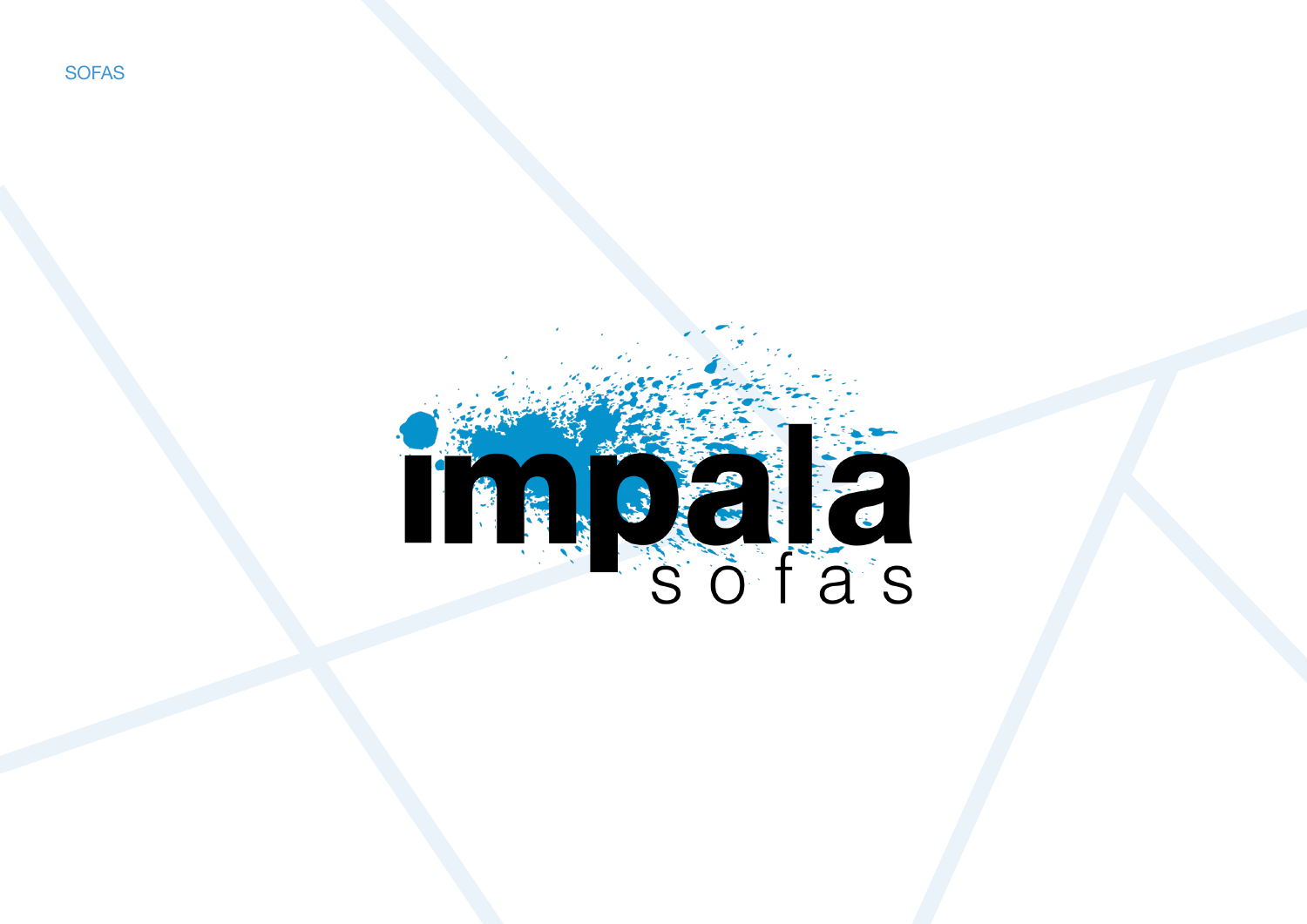SOFAS

# impala

sofas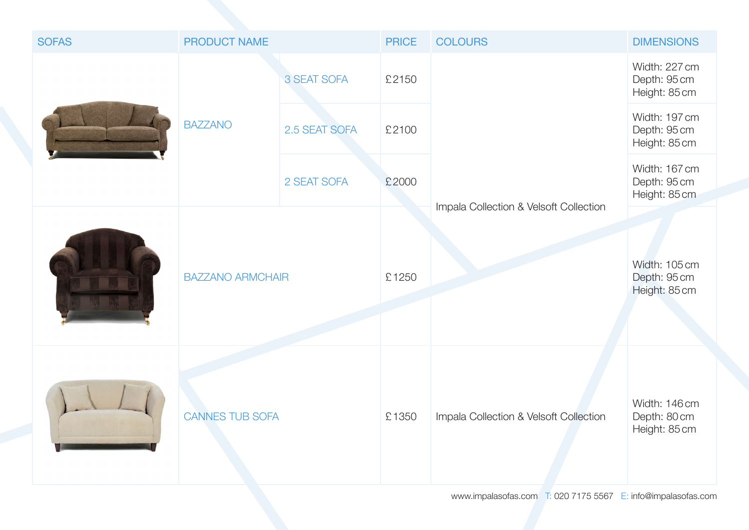| SOFAS | PRODUCT NAME | | PRICE | COLOURS | DIMENSIONS |
|---|---|---|---|---|---|
| | BAZZANO | 3 SEAT SOFA | £2150 | Impala Collection & Velsoft Collection | Width: 227 cm<br>Depth: 95 cm<br>Height: 85 cm |
| | | 2.5 SEAT SOFA | £2100 | | Width: 197 cm<br>Depth: 95 cm<br>Height: 85 cm |
| | | 2 SEAT SOFA | £2000 | | Width: 167 cm<br>Depth: 95 cm<br>Height: 85 cm |
| | BAZZANO ARMCHAIR | | £1250 | | Width: 105 cm<br>Depth: 95 cm<br>Height: 85 cm |
| | CANNES TUB SOFA | | £1350 | Impala Collection & Velsoft Collection | Width: 146 cm<br>Depth: 80 cm<br>Height: 85 cm |

www.impalasofas.com T: 020 7175 5567 E: info@impalasofas.com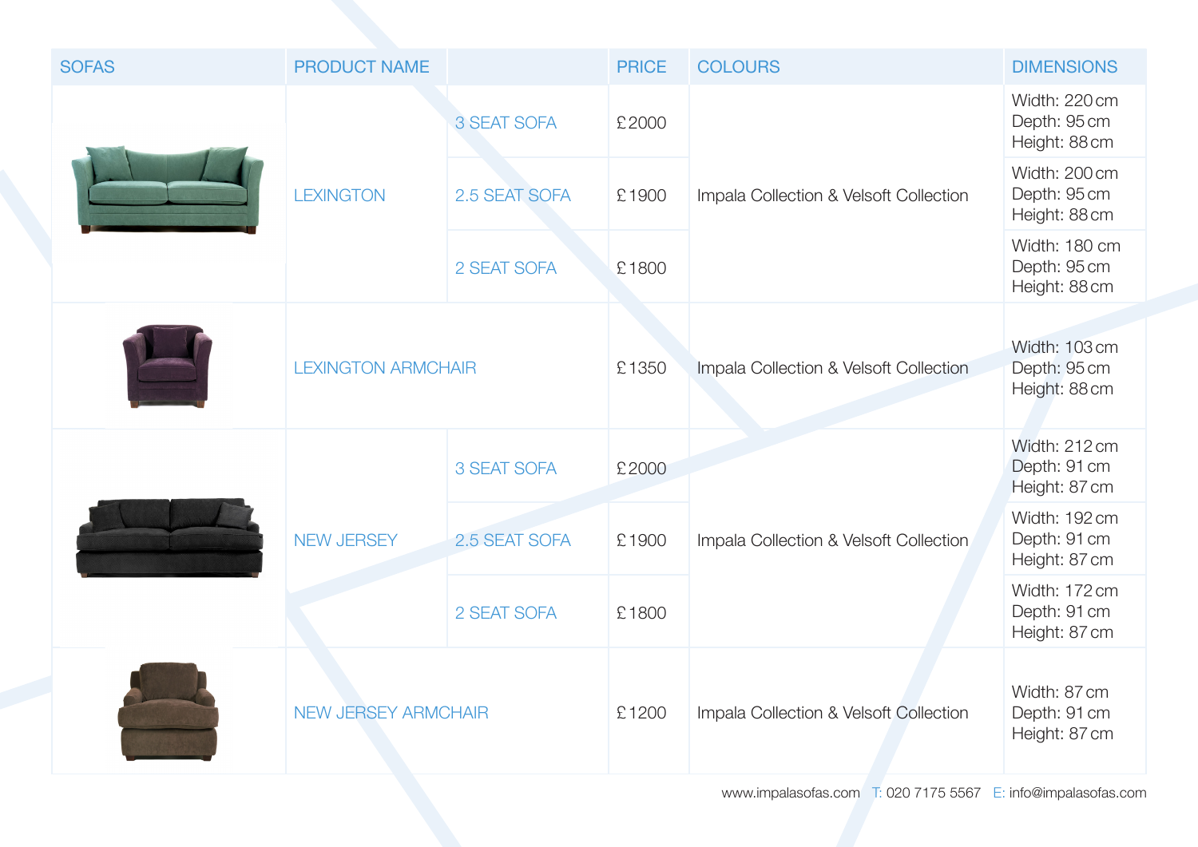| SOFAS | PRODUCT NAME | | PRICE | COLOURS | DIMENSIONS |
|---|---|---|---|---|---|
| | LEXINGTON | 3 SEAT SOFA | £2000 | Impala Collection & Velsoft Collection | Width: 220 cm<br>Depth: 95 cm<br>Height: 88 cm |
| | | 2.5 SEAT SOFA | £1900 | | Width: 200 cm<br>Depth: 95 cm<br>Height: 88 cm |
| | | 2 SEAT SOFA | £1800 | | Width: 180 cm<br>Depth: 95 cm<br>Height: 88 cm |
| | LEXINGTON ARMCHAIR | | £1350 | Impala Collection & Velsoft Collection | Width: 103 cm<br>Depth: 95 cm<br>Height: 88 cm |
| | NEW JERSEY | 3 SEAT SOFA | £2000 | Impala Collection & Velsoft Collection | Width: 212 cm<br>Depth: 91 cm<br>Height: 87 cm |
| | | 2.5 SEAT SOFA | £1900 | | Width: 192 cm<br>Depth: 91 cm<br>Height: 87 cm |
| | | 2 SEAT SOFA | £1800 | | Width: 172 cm<br>Depth: 91 cm<br>Height: 87 cm |
| | NEW JERSEY ARMCHAIR | | £1200 | Impala Collection & Velsoft Collection | Width: 87 cm<br>Depth: 91 cm<br>Height: 87 cm |

www.impalasofas.com T: 020 7175 5567 E: info@impalasofas.com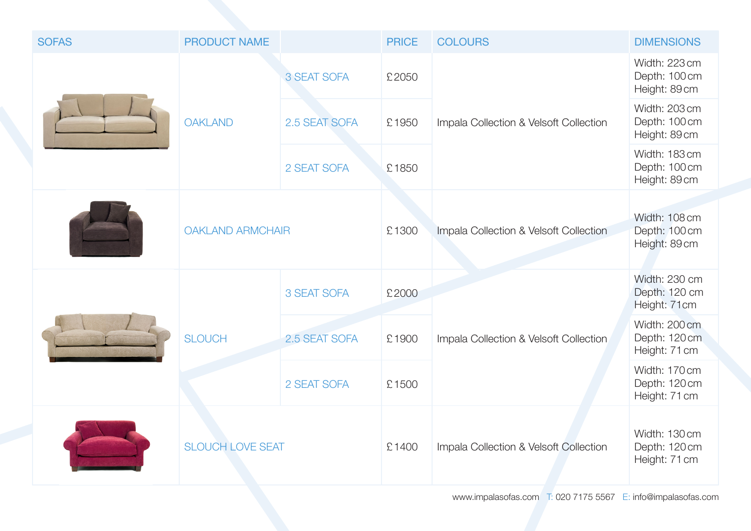| SOFAS | PRODUCT NAME | | PRICE | COLOURS | DIMENSIONS |
|---|---|---|---|---|---|
| | OAKLAND | 3 SEAT SOFA | £2050 | Impala Collection & Velsoft Collection | Width: 223 cm Depth: 100 cm Height: 89 cm |
| | | 2.5 SEAT SOFA | £1950 | | Width: 203 cm Depth: 100 cm Height: 89 cm |
| | | 2 SEAT SOFA | £1850 | | Width: 183 cm Depth: 100 cm Height: 89 cm |
| | OAKLAND ARMCHAIR | | £1300 | Impala Collection & Velsoft Collection | Width: 108 cm Depth: 100 cm Height: 89 cm |
| | SLOUCH | 3 SEAT SOFA | £2000 | Impala Collection & Velsoft Collection | Width: 230 cm Depth: 120 cm Height: 71cm |
| | | 2.5 SEAT SOFA | £1900 | | Width: 200 cm Depth: 120 cm Height: 71 cm |
| | | 2 SEAT SOFA | £1500 | | Width: 170 cm Depth: 120 cm Height: 71 cm |
| | SLOUCH LOVE SEAT | | £1400 | Impala Collection & Velsoft Collection | Width: 130 cm Depth: 120 cm Height: 71 cm |

www.impalasofas.com T: 020 7175 5567 E: info@impalasofas.com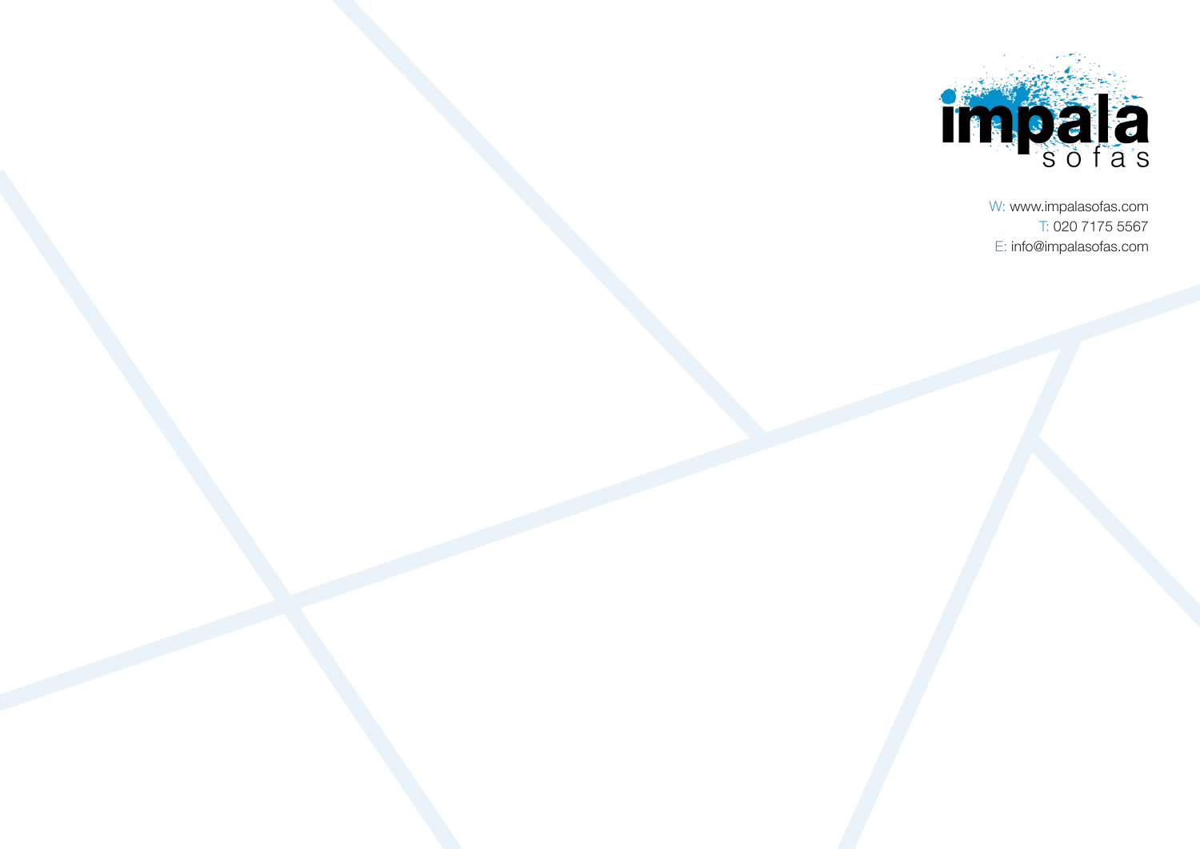impala sofas

W: www.impalasofas.com
T: 020 7175 5567
E: info@impalasofas.com